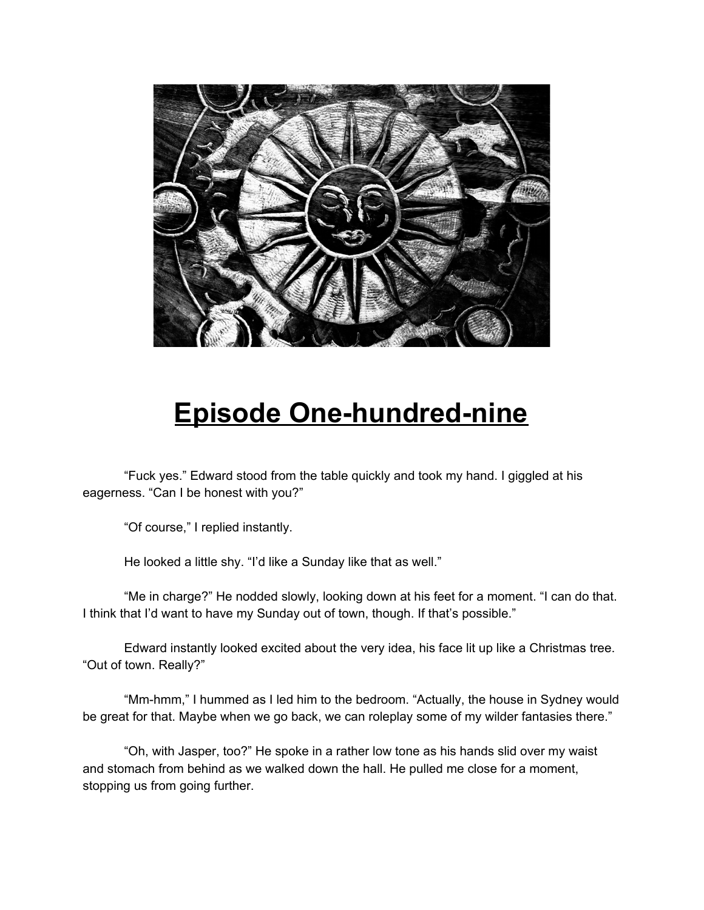# Episode One-hundred-nine

"Fuck yes." Edward stood from the table quickly and took my hand. I giggled at his eagerness. "Can I be honest with you?"

"Of course," I replied instantly.

He looked a little shy. "I'd like a Sunday like that as well."

"Me in charge?" He nodded slowly, looking down at his feet for a moment. "I can do that. I think that I'd want to have my Sunday out of town, though. If that's possible."

Edward instantly looked excited about the very idea, his face lit up like a Christmas tree. "Out of town. Really?"

"Mm-hmm," I hummed as I led him to the bedroom. "Actually, the house in Sydney would be great for that. Maybe when we go back, we can roleplay some of my wilder fantasies there."

"Oh, with Jasper, too?" He spoke in a rather low tone as his hands slid over my waist and stomach from behind as we walked down the hall. He pulled me close for a moment, stopping us from going further.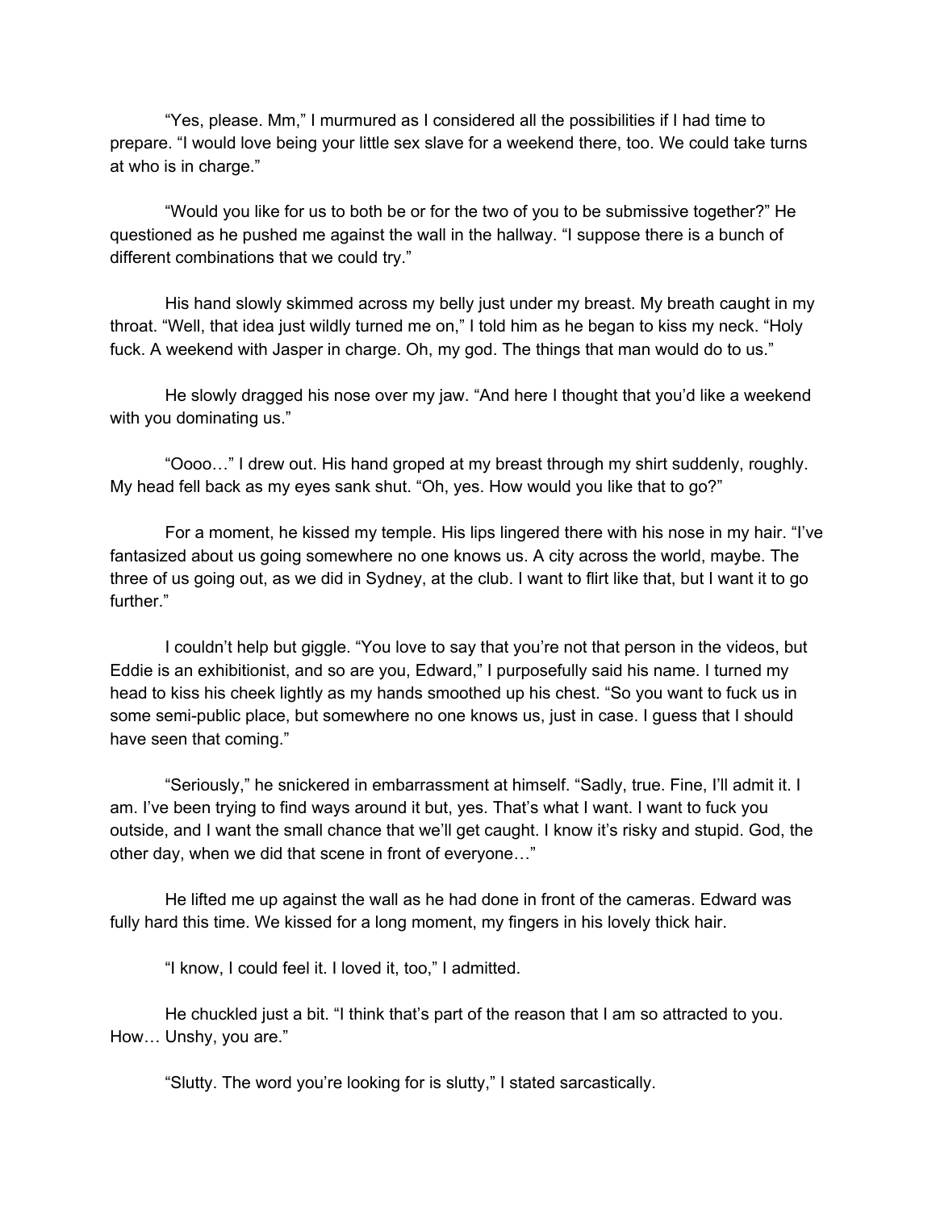"Yes, please. Mm," I murmured as I considered all the possibilities if I had time to prepare. "I would love being your little sex slave for a weekend there, too. We could take turns at who is in charge."

"Would you like for us to both be or for the two of you to be submissive together?" He questioned as he pushed me against the wall in the hallway. "I suppose there is a bunch of different combinations that we could try."

His hand slowly skimmed across my belly just under my breast. My breath caught in my throat. "Well, that idea just wildly turned me on," I told him as he began to kiss my neck. "Holy fuck. A weekend with Jasper in charge. Oh, my god. The things that man would do to us."

He slowly dragged his nose over my jaw. "And here I thought that you'd like a weekend with you dominating us."

"Oooo…" I drew out. His hand groped at my breast through my shirt suddenly, roughly. My head fell back as my eyes sank shut. "Oh, yes. How would you like that to go?"

For a moment, he kissed my temple. His lips lingered there with his nose in my hair. "I've fantasized about us going somewhere no one knows us. A city across the world, maybe. The three of us going out, as we did in Sydney, at the club. I want to flirt like that, but I want it to go further."

I couldn't help but giggle. "You love to say that you're not that person in the videos, but Eddie is an exhibitionist, and so are you, Edward," I purposefully said his name. I turned my head to kiss his cheek lightly as my hands smoothed up his chest. "So you want to fuck us in some semi-public place, but somewhere no one knows us, just in case. I guess that I should have seen that coming."

"Seriously," he snickered in embarrassment at himself. "Sadly, true. Fine, I'll admit it. I am. I've been trying to find ways around it but, yes. That's what I want. I want to fuck you outside, and I want the small chance that we'll get caught. I know it's risky and stupid. God, the other day, when we did that scene in front of everyone…"

He lifted me up against the wall as he had done in front of the cameras. Edward was fully hard this time. We kissed for a long moment, my fingers in his lovely thick hair.

"I know, I could feel it. I loved it, too," I admitted.

He chuckled just a bit. "I think that's part of the reason that I am so attracted to you. How… Unshy, you are."

"Slutty. The word you're looking for is slutty," I stated sarcastically.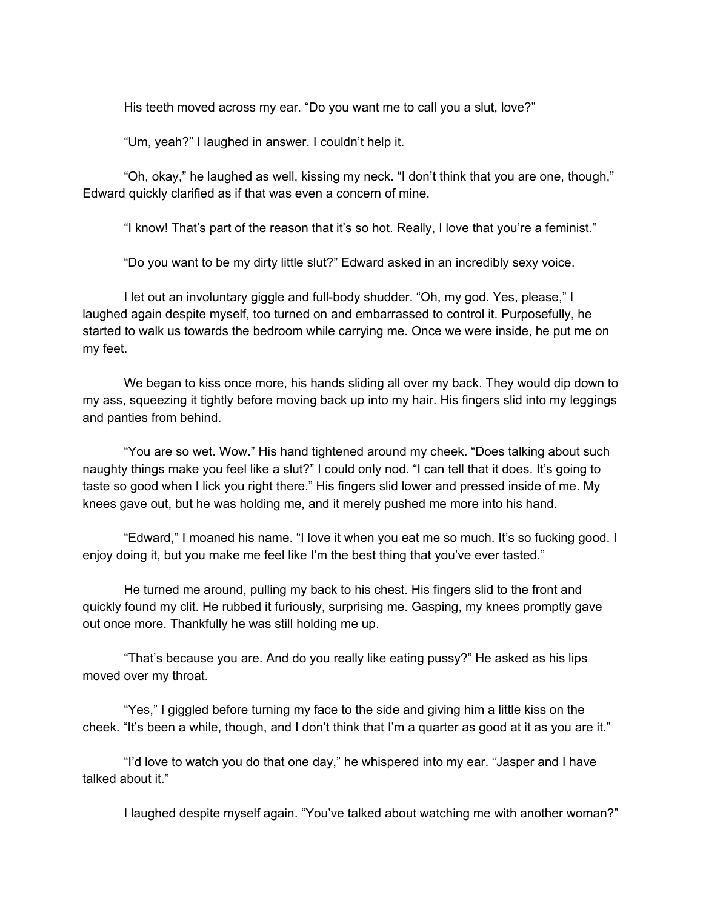His teeth moved across my ear. "Do you want me to call you a slut, love?"

"Um, yeah?" I laughed in answer. I couldn't help it.

"Oh, okay," he laughed as well, kissing my neck. "I don't think that you are one, though," Edward quickly clarified as if that was even a concern of mine.

"I know! That's part of the reason that it's so hot. Really, I love that you're a feminist."

"Do you want to be my dirty little slut?" Edward asked in an incredibly sexy voice.

I let out an involuntary giggle and full-body shudder. "Oh, my god. Yes, please," I laughed again despite myself, too turned on and embarrassed to control it. Purposefully, he started to walk us towards the bedroom while carrying me. Once we were inside, he put me on my feet.

We began to kiss once more, his hands sliding all over my back. They would dip down to my ass, squeezing it tightly before moving back up into my hair. His fingers slid into my leggings and panties from behind.

"You are so wet. Wow." His hand tightened around my cheek. "Does talking about such naughty things make you feel like a slut?" I could only nod. "I can tell that it does. It's going to taste so good when I lick you right there." His fingers slid lower and pressed inside of me. My knees gave out, but he was holding me, and it merely pushed me more into his hand.

"Edward," I moaned his name. "I love it when you eat me so much. It's so fucking good. I enjoy doing it, but you make me feel like I'm the best thing that you've ever tasted."

He turned me around, pulling my back to his chest. His fingers slid to the front and quickly found my clit. He rubbed it furiously, surprising me. Gasping, my knees promptly gave out once more. Thankfully he was still holding me up.

"That's because you are. And do you really like eating pussy?" He asked as his lips moved over my throat.

"Yes," I giggled before turning my face to the side and giving him a little kiss on the cheek. "It's been a while, though, and I don't think that I'm a quarter as good at it as you are it."

"I'd love to watch you do that one day," he whispered into my ear. "Jasper and I have talked about it."

I laughed despite myself again. "You've talked about watching me with another woman?"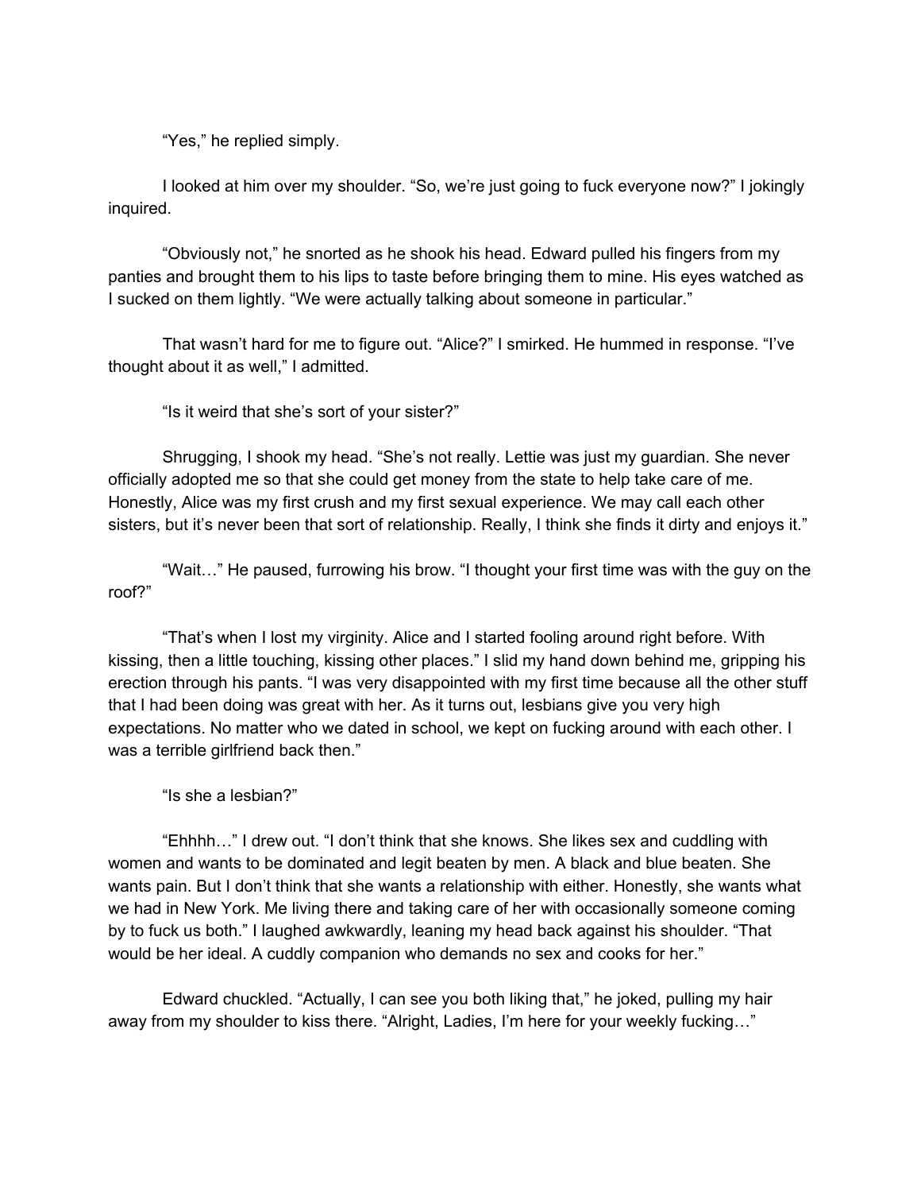"Yes," he replied simply.

I looked at him over my shoulder. "So, we're just going to fuck everyone now?" I jokingly inquired.

"Obviously not," he snorted as he shook his head. Edward pulled his fingers from my panties and brought them to his lips to taste before bringing them to mine. His eyes watched as I sucked on them lightly. "We were actually talking about someone in particular."

That wasn't hard for me to figure out. "Alice?" I smirked. He hummed in response. "I've thought about it as well," I admitted.

"Is it weird that she's sort of your sister?"

Shrugging, I shook my head. "She's not really. Lettie was just my guardian. She never officially adopted me so that she could get money from the state to help take care of me. Honestly, Alice was my first crush and my first sexual experience. We may call each other sisters, but it's never been that sort of relationship. Really, I think she finds it dirty and enjoys it."

"Wait…" He paused, furrowing his brow. "I thought your first time was with the guy on the roof?"

"That's when I lost my virginity. Alice and I started fooling around right before. With kissing, then a little touching, kissing other places." I slid my hand down behind me, gripping his erection through his pants. "I was very disappointed with my first time because all the other stuff that I had been doing was great with her. As it turns out, lesbians give you very high expectations. No matter who we dated in school, we kept on fucking around with each other. I was a terrible girlfriend back then."

"Is she a lesbian?"

"Ehhhh…" I drew out. "I don't think that she knows. She likes sex and cuddling with women and wants to be dominated and legit beaten by men. A black and blue beaten. She wants pain. But I don't think that she wants a relationship with either. Honestly, she wants what we had in New York. Me living there and taking care of her with occasionally someone coming by to fuck us both." I laughed awkwardly, leaning my head back against his shoulder. "That would be her ideal. A cuddly companion who demands no sex and cooks for her."

Edward chuckled. "Actually, I can see you both liking that," he joked, pulling my hair away from my shoulder to kiss there. "Alright, Ladies, I'm here for your weekly fucking…"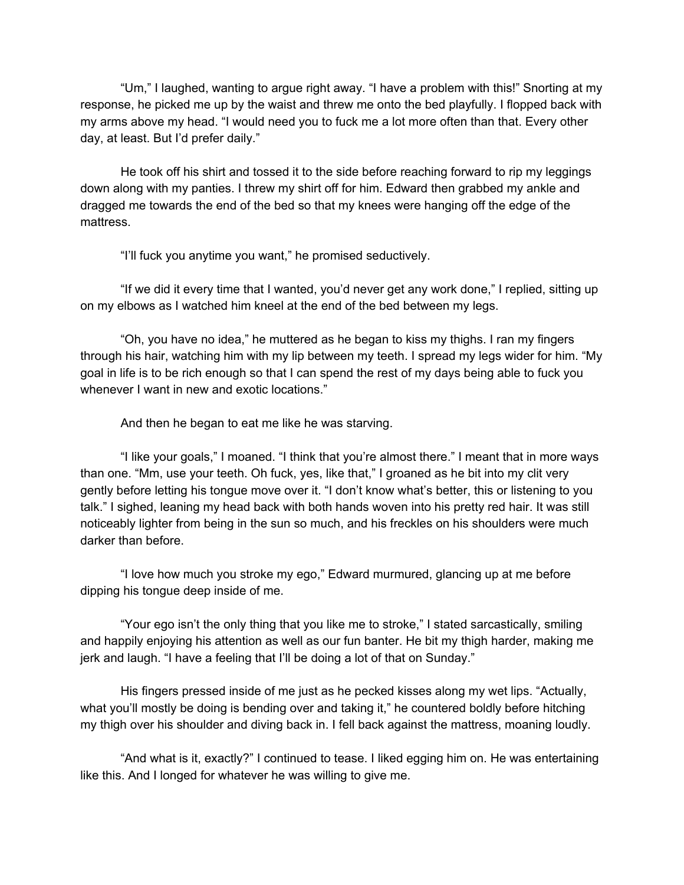"Um," I laughed, wanting to argue right away. "I have a problem with this!" Snorting at my response, he picked me up by the waist and threw me onto the bed playfully. I flopped back with my arms above my head. "I would need you to fuck me a lot more often than that. Every other day, at least. But I'd prefer daily."

He took off his shirt and tossed it to the side before reaching forward to rip my leggings down along with my panties. I threw my shirt off for him. Edward then grabbed my ankle and dragged me towards the end of the bed so that my knees were hanging off the edge of the mattress.

"I'll fuck you anytime you want," he promised seductively.

"If we did it every time that I wanted, you'd never get any work done," I replied, sitting up on my elbows as I watched him kneel at the end of the bed between my legs.

"Oh, you have no idea," he muttered as he began to kiss my thighs. I ran my fingers through his hair, watching him with my lip between my teeth. I spread my legs wider for him. "My goal in life is to be rich enough so that I can spend the rest of my days being able to fuck you whenever I want in new and exotic locations."

And then he began to eat me like he was starving.

"I like your goals," I moaned. "I think that you're almost there." I meant that in more ways than one. "Mm, use your teeth. Oh fuck, yes, like that," I groaned as he bit into my clit very gently before letting his tongue move over it. "I don't know what's better, this or listening to you talk." I sighed, leaning my head back with both hands woven into his pretty red hair. It was still noticeably lighter from being in the sun so much, and his freckles on his shoulders were much darker than before.

"I love how much you stroke my ego," Edward murmured, glancing up at me before dipping his tongue deep inside of me.

"Your ego isn't the only thing that you like me to stroke," I stated sarcastically, smiling and happily enjoying his attention as well as our fun banter. He bit my thigh harder, making me jerk and laugh. "I have a feeling that I'll be doing a lot of that on Sunday."

His fingers pressed inside of me just as he pecked kisses along my wet lips. "Actually, what you'll mostly be doing is bending over and taking it," he countered boldly before hitching my thigh over his shoulder and diving back in. I fell back against the mattress, moaning loudly.

"And what is it, exactly?" I continued to tease. I liked egging him on. He was entertaining like this. And I longed for whatever he was willing to give me.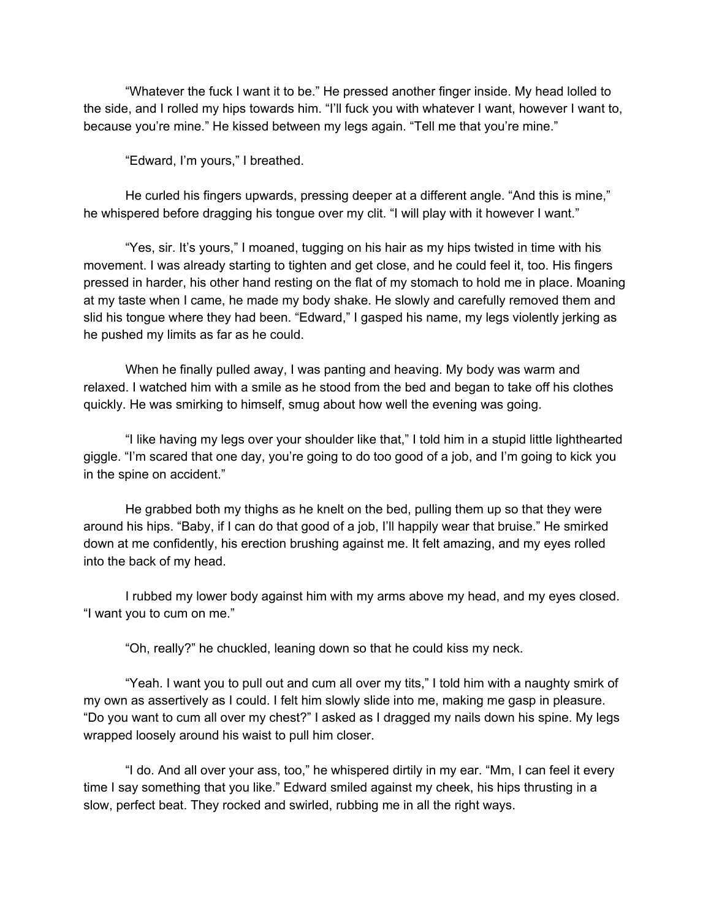"Whatever the fuck I want it to be." He pressed another finger inside. My head lolled to the side, and I rolled my hips towards him. "I'll fuck you with whatever I want, however I want to, because you're mine." He kissed between my legs again. "Tell me that you're mine."

"Edward, I'm yours," I breathed.

He curled his fingers upwards, pressing deeper at a different angle. "And this is mine," he whispered before dragging his tongue over my clit. "I will play with it however I want."

"Yes, sir. It's yours," I moaned, tugging on his hair as my hips twisted in time with his movement. I was already starting to tighten and get close, and he could feel it, too. His fingers pressed in harder, his other hand resting on the flat of my stomach to hold me in place. Moaning at my taste when I came, he made my body shake. He slowly and carefully removed them and slid his tongue where they had been. "Edward," I gasped his name, my legs violently jerking as he pushed my limits as far as he could.

When he finally pulled away, I was panting and heaving. My body was warm and relaxed. I watched him with a smile as he stood from the bed and began to take off his clothes quickly. He was smirking to himself, smug about how well the evening was going.

"I like having my legs over your shoulder like that," I told him in a stupid little lighthearted giggle. "I'm scared that one day, you're going to do too good of a job, and I'm going to kick you in the spine on accident."

He grabbed both my thighs as he knelt on the bed, pulling them up so that they were around his hips. "Baby, if I can do that good of a job, I'll happily wear that bruise." He smirked down at me confidently, his erection brushing against me. It felt amazing, and my eyes rolled into the back of my head.

I rubbed my lower body against him with my arms above my head, and my eyes closed. "I want you to cum on me."

"Oh, really?" he chuckled, leaning down so that he could kiss my neck.

"Yeah. I want you to pull out and cum all over my tits," I told him with a naughty smirk of my own as assertively as I could. I felt him slowly slide into me, making me gasp in pleasure. "Do you want to cum all over my chest?" I asked as I dragged my nails down his spine. My legs wrapped loosely around his waist to pull him closer.

"I do. And all over your ass, too," he whispered dirtily in my ear. "Mm, I can feel it every time I say something that you like." Edward smiled against my cheek, his hips thrusting in a slow, perfect beat. They rocked and swirled, rubbing me in all the right ways.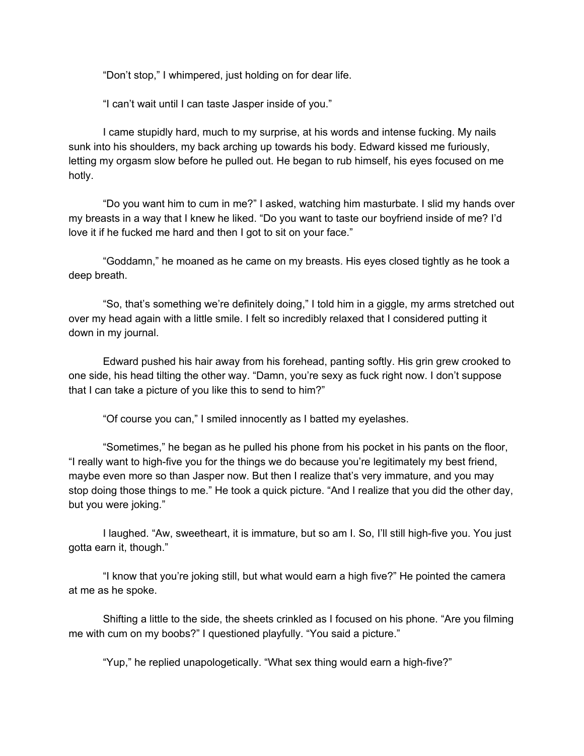"Don't stop," I whimpered, just holding on for dear life.

"I can't wait until I can taste Jasper inside of you."

I came stupidly hard, much to my surprise, at his words and intense fucking. My nails sunk into his shoulders, my back arching up towards his body. Edward kissed me furiously, letting my orgasm slow before he pulled out. He began to rub himself, his eyes focused on me hotly.

"Do you want him to cum in me?" I asked, watching him masturbate. I slid my hands over my breasts in a way that I knew he liked. "Do you want to taste our boyfriend inside of me? I'd love it if he fucked me hard and then I got to sit on your face."

"Goddamn," he moaned as he came on my breasts. His eyes closed tightly as he took a deep breath.

"So, that's something we're definitely doing," I told him in a giggle, my arms stretched out over my head again with a little smile. I felt so incredibly relaxed that I considered putting it down in my journal.

Edward pushed his hair away from his forehead, panting softly. His grin grew crooked to one side, his head tilting the other way. "Damn, you're sexy as fuck right now. I don't suppose that I can take a picture of you like this to send to him?"

"Of course you can," I smiled innocently as I batted my eyelashes.

"Sometimes," he began as he pulled his phone from his pocket in his pants on the floor, "I really want to high-five you for the things we do because you're legitimately my best friend, maybe even more so than Jasper now. But then I realize that's very immature, and you may stop doing those things to me." He took a quick picture. "And I realize that you did the other day, but you were joking."

I laughed. "Aw, sweetheart, it is immature, but so am I. So, I'll still high-five you. You just gotta earn it, though."

"I know that you're joking still, but what would earn a high five?" He pointed the camera at me as he spoke.

Shifting a little to the side, the sheets crinkled as I focused on his phone. "Are you filming me with cum on my boobs?" I questioned playfully. "You said a picture."

"Yup," he replied unapologetically. "What sex thing would earn a high-five?"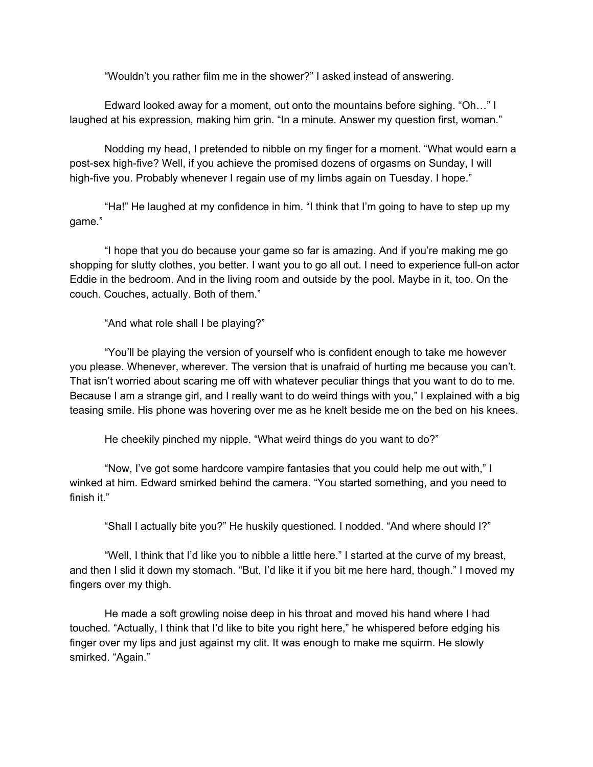“Wouldn’t you rather film me in the shower?” I asked instead of answering.

Edward looked away for a moment, out onto the mountains before sighing. “Oh…” I laughed at his expression, making him grin. “In a minute. Answer my question first, woman.”

Nodding my head, I pretended to nibble on my finger for a moment. “What would earn a post-sex high-five? Well, if you achieve the promised dozens of orgasms on Sunday, I will high-five you. Probably whenever I regain use of my limbs again on Tuesday. I hope.”

“Ha!” He laughed at my confidence in him. “I think that I’m going to have to step up my game.”

“I hope that you do because your game so far is amazing. And if you’re making me go shopping for slutty clothes, you better. I want you to go all out. I need to experience full-on actor Eddie in the bedroom. And in the living room and outside by the pool. Maybe in it, too. On the couch. Couches, actually. Both of them.”

“And what role shall I be playing?”

“You’ll be playing the version of yourself who is confident enough to take me however you please. Whenever, wherever. The version that is unafraid of hurting me because you can’t. That isn’t worried about scaring me off with whatever peculiar things that you want to do to me. Because I am a strange girl, and I really want to do weird things with you,” I explained with a big teasing smile. His phone was hovering over me as he knelt beside me on the bed on his knees.

He cheekily pinched my nipple. “What weird things do you want to do?”

“Now, I’ve got some hardcore vampire fantasies that you could help me out with,” I winked at him. Edward smirked behind the camera. “You started something, and you need to finish it.”

“Shall I actually bite you?” He huskily questioned. I nodded. “And where should I?”

“Well, I think that I’d like you to nibble a little here.” I started at the curve of my breast, and then I slid it down my stomach. “But, I’d like it if you bit me here hard, though.” I moved my fingers over my thigh.

He made a soft growling noise deep in his throat and moved his hand where I had touched. “Actually, I think that I’d like to bite you right here,” he whispered before edging his finger over my lips and just against my clit. It was enough to make me squirm. He slowly smirked. “Again.”